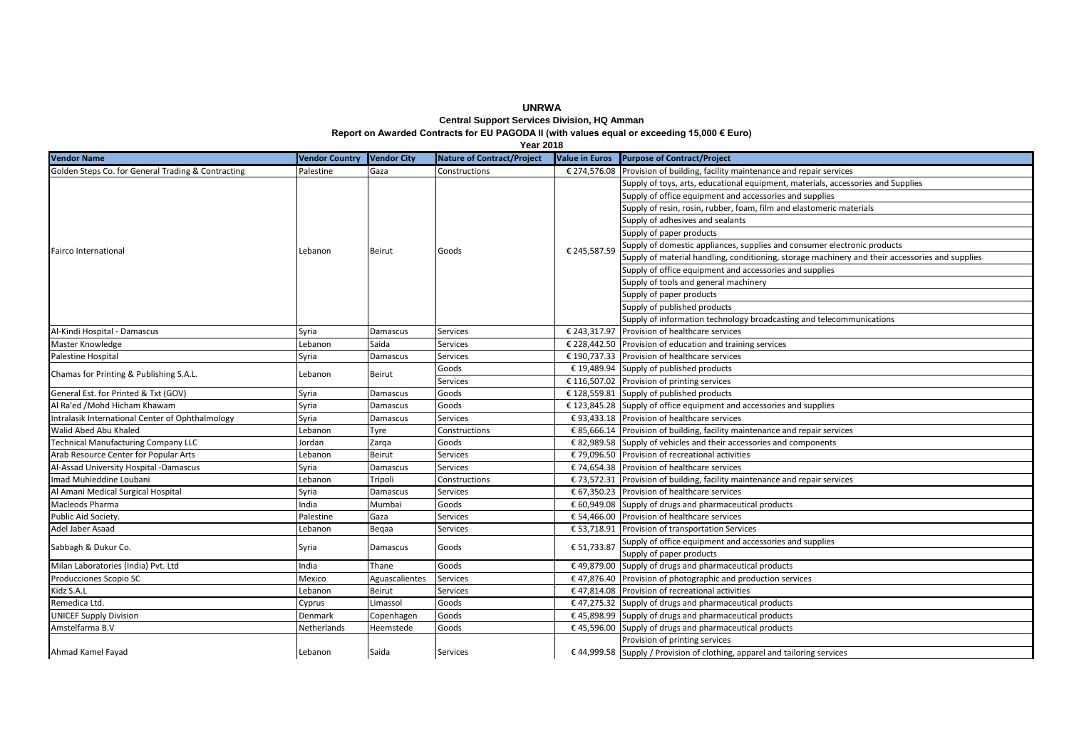# UNRWA

## Central Support Services Division, HQ Amman

### Report on Awarded Contracts for EU PAGODA II (with values equal or exceeding 15,000 € Euro)

**Year 2018**

| Vendor Name | Vendor Country | Vendor City | Nature of Contract/Project | Value in Euros | Purpose of Contract/Project |
|---|---|---|---|---|---|
| Golden Steps Co. for General Trading & Contracting | Palestine | Gaza | Constructions | € 274,576.08 | Provision of building, facility maintenance and repair services |
| Fairco International | Lebanon | Beirut | Goods | € 245,587.59 | Supply of toys, arts, educational equipment, materials, accessories and Supplies |
| | | | | | Supply of office equipment and accessories and supplies |
| | | | | | Supply of resin, rosin, rubber, foam, film and elastomeric materials |
| | | | | | Supply of adhesives and sealants |
| | | | | | Supply of paper products |
| | | | | | Supply of domestic appliances, supplies and consumer electronic products |
| | | | | | Supply of material handling, conditioning, storage machinery and their accessories and supplies |
| | | | | | Supply of office equipment and accessories and supplies |
| | | | | | Supply of tools and general machinery |
| | | | | | Supply of paper products |
| | | | | | Supply of published products |
| | | | | | Supply of information technology broadcasting and telecommunications |
| Al-Kindi Hospital - Damascus | Syria | Damascus | Services | € 243,317.97 | Provision of healthcare services |
| Master Knowledge | Lebanon | Saida | Services | € 228,442.50 | Provision of education and training services |
| Palestine Hospital | Syria | Damascus | Services | € 190,737.33 | Provision of healthcare services |
| Chamas for Printing & Publishing S.A.L. | Lebanon | Beirut | Goods | € 19,489.94 | Supply of published products |
| | | | Services | € 116,507.02 | Provision of printing services |
| General Est. for Printed & Txt (GOV) | Syria | Damascus | Goods | € 128,559.81 | Supply of published products |
| Al Ra'ed /Mohd Hicham Khawam | Syria | Damascus | Goods | € 123,845.28 | Supply of office equipment and accessories and supplies |
| Intralasik International Center of Ophthalmology | Syria | Damascus | Services | € 93,433.18 | Provision of healthcare services |
| Walid Abed Abu Khaled | Lebanon | Tyre | Constructions | € 85,666.14 | Provision of building, facility maintenance and repair services |
| Technical Manufacturing Company LLC | Jordan | Zarqa | Goods | € 82,989.58 | Supply of vehicles and their accessories and components |
| Arab Resource Center for Popular Arts | Lebanon | Beirut | Services | € 79,096.50 | Provision of recreational activities |
| Al-Assad University Hospital -Damascus | Syria | Damascus | Services | € 74,654.38 | Provision of healthcare services |
| Imad Muhieddine Loubani | Lebanon | Tripoli | Constructions | € 73,572.31 | Provision of building, facility maintenance and repair services |
| Al Amani Medical Surgical Hospital | Syria | Damascus | Services | € 67,350.23 | Provision of healthcare services |
| Macleods Pharma | India | Mumbai | Goods | € 60,949.08 | Supply of drugs and pharmaceutical products |
| Public Aid Society. | Palestine | Gaza | Services | € 54,466.00 | Provision of healthcare services |
| Adel Jaber Asaad | Lebanon | Beqaa | Services | € 53,718.91 | Provision of transportation Services |
| Sabbagh & Dukur Co. | Syria | Damascus | Goods | € 51,733.87 | Supply of office equipment and accessories and supplies |
| | | | | | Supply of paper products |
| Milan Laboratories (India) Pvt. Ltd | India | Thane | Goods | € 49,879.00 | Supply of drugs and pharmaceutical products |
| Producciones Scopio SC | Mexico | Aguascalientes | Services | € 47,876.40 | Provision of photographic and production services |
| Kidz S.A.L | Lebanon | Beirut | Services | € 47,814.08 | Provision of recreational activities |
| Remedica Ltd. | Cyprus | Limassol | Goods | € 47,275.32 | Supply of drugs and pharmaceutical products |
| UNICEF Supply Division | Denmark | Copenhagen | Goods | € 45,898.99 | Supply of drugs and pharmaceutical products |
| Amstelfarma B.V | Netherlands | Heemstede | Goods | € 45,596.00 | Supply of drugs and pharmaceutical products |
| Ahmad Kamel Fayad | Lebanon | Saida | Services | € 44,999.58 | Provision of printing services |
| | | | | | Supply / Provision of clothing, apparel and tailoring services |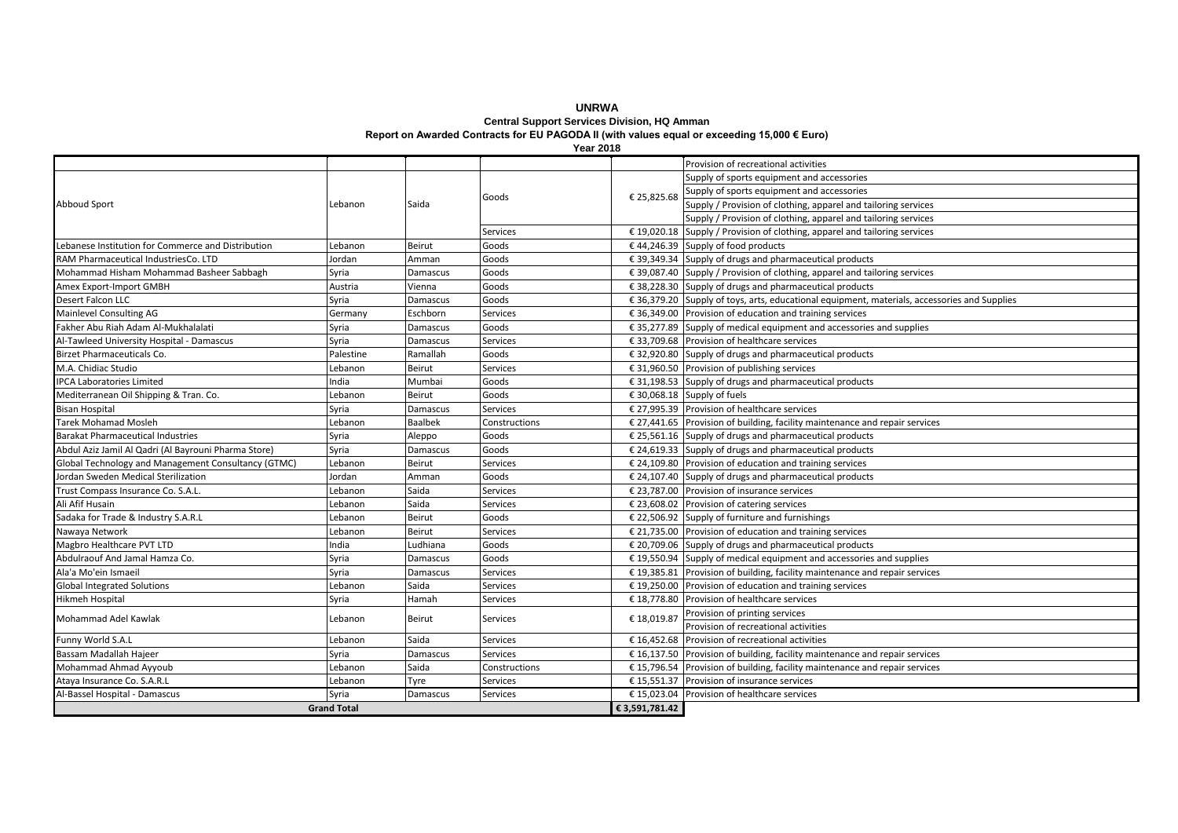**UNRWA**

**Central Support Services Division, HQ Amman**

**Report on Awarded Contracts for EU PAGODA II (with values equal or exceeding 15,000 € Euro)**

**Year 2018**

| | | | | | |
|---|---|---|---|---|---|
| Abboud Sport | Lebanon | Saida | Goods | € 25,825.68 | Provision of recreational activities |
| | | | | | Supply of sports equipment and accessories |
| | | | | | Supply of sports equipment and accessories |
| | | | | | Supply / Provision of clothing, apparel and tailoring services |
| | | | | | Supply / Provision of clothing, apparel and tailoring services |
| | | | Services | € 19,020.18 | Supply / Provision of clothing, apparel and tailoring services |
| Lebanese Institution for Commerce and Distribution | Lebanon | Beirut | Goods | € 44,246.39 | Supply of food products |
| RAM Pharmaceutical IndustriesCo. LTD | Jordan | Amman | Goods | € 39,349.34 | Supply of drugs and pharmaceutical products |
| Mohammad Hisham Mohammad Basheer Sabbagh | Syria | Damascus | Goods | € 39,087.40 | Supply / Provision of clothing, apparel and tailoring services |
| Amex Export-Import GMBH | Austria | Vienna | Goods | € 38,228.30 | Supply of drugs and pharmaceutical products |
| Desert Falcon LLC | Syria | Damascus | Goods | € 36,379.20 | Supply of toys, arts, educational equipment, materials, accessories and Supplies |
| Mainlevel Consulting AG | Germany | Eschborn | Services | € 36,349.00 | Provision of education and training services |
| Fakher Abu Riah Adam Al-Mukhalalati | Syria | Damascus | Goods | € 35,277.89 | Supply of medical equipment and accessories and supplies |
| Al-Tawleed University Hospital - Damascus | Syria | Damascus | Services | € 33,709.68 | Provision of healthcare services |
| Birzet Pharmaceuticals Co. | Palestine | Ramallah | Goods | € 32,920.80 | Supply of drugs and pharmaceutical products |
| M.A. Chidiac Studio | Lebanon | Beirut | Services | € 31,960.50 | Provision of publishing services |
| IPCA Laboratories Limited | India | Mumbai | Goods | € 31,198.53 | Supply of drugs and pharmaceutical products |
| Mediterranean Oil Shipping & Tran. Co. | Lebanon | Beirut | Goods | € 30,068.18 | Supply of fuels |
| Bisan Hospital | Syria | Damascus | Services | € 27,995.39 | Provision of healthcare services |
| Tarek Mohamad Mosleh | Lebanon | Baalbek | Constructions | € 27,441.65 | Provision of building, facility maintenance and repair services |
| Barakat Pharmaceutical Industries | Syria | Aleppo | Goods | € 25,561.16 | Supply of drugs and pharmaceutical products |
| Abdul Aziz Jamil Al Qadri (Al Bayrouni Pharma Store) | Syria | Damascus | Goods | € 24,619.33 | Supply of drugs and pharmaceutical products |
| Global Technology and Management Consultancy (GTMC) | Lebanon | Beirut | Services | € 24,109.80 | Provision of education and training services |
| Jordan Sweden Medical Sterilization | Jordan | Amman | Goods | € 24,107.40 | Supply of drugs and pharmaceutical products |
| Trust Compass Insurance Co. S.A.L. | Lebanon | Saida | Services | € 23,787.00 | Provision of insurance services |
| Ali Afif Husain | Lebanon | Saida | Services | € 23,608.02 | Provision of catering services |
| Sadaka for Trade & Industry S.A.R.L | Lebanon | Beirut | Goods | € 22,506.92 | Supply of furniture and furnishings |
| Nawaya Network | Lebanon | Beirut | Services | € 21,735.00 | Provision of education and training services |
| Magbro Healthcare PVT LTD | India | Ludhiana | Goods | € 20,709.06 | Supply of drugs and pharmaceutical products |
| Abdulraouf And Jamal Hamza Co. | Syria | Damascus | Goods | € 19,550.94 | Supply of medical equipment and accessories and supplies |
| Ala'a Mo'ein Ismaeil | Syria | Damascus | Services | € 19,385.81 | Provision of building, facility maintenance and repair services |
| Global Integrated Solutions | Lebanon | Saida | Services | € 19,250.00 | Provision of education and training services |
| Hikmeh Hospital | Syria | Hamah | Services | € 18,778.80 | Provision of healthcare services |
| Mohammad Adel Kawlak | Lebanon | Beirut | Services | € 18,019.87 | Provision of printing services |
| | | | | | Provision of recreational activities |
| Funny World S.A.L | Lebanon | Saida | Services | € 16,452.68 | Provision of recreational activities |
| Bassam Madallah Hajeer | Syria | Damascus | Services | € 16,137.50 | Provision of building, facility maintenance and repair services |
| Mohammad Ahmad Ayyoub | Lebanon | Saida | Constructions | € 15,796.54 | Provision of building, facility maintenance and repair services |
| Ataya Insurance Co. S.A.R.L | Lebanon | Tyre | Services | € 15,551.37 | Provision of insurance services |
| Al-Bassel Hospital - Damascus | Syria | Damascus | Services | € 15,023.04 | Provision of healthcare services |
| **Grand Total** | | | | **€ 3,591,781.42** | |